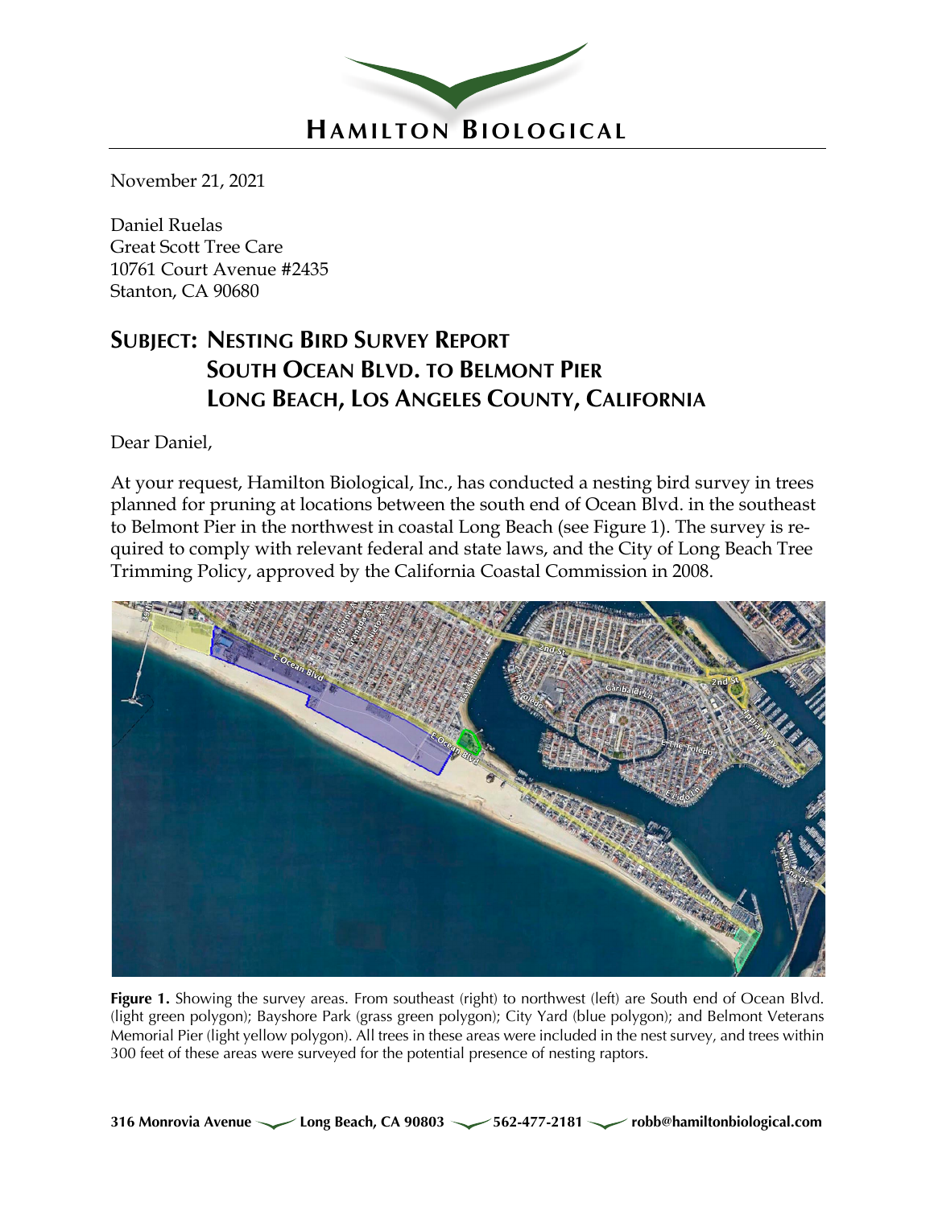# HAMILTON BIOLOGICAL

November 21, 2021

Daniel Ruelas
Great Scott Tree Care
10761 Court Avenue #2435
Stanton, CA 90680

## SUBJECT: NESTING BIRD SURVEY REPORT SOUTH OCEAN BLVD. TO BELMONT PIER LONG BEACH, LOS ANGELES COUNTY, CALIFORNIA

Dear Daniel,

At your request, Hamilton Biological, Inc., has conducted a nesting bird survey in trees planned for pruning at locations between the south end of Ocean Blvd. in the southeast to Belmont Pier in the northwest in coastal Long Beach (see Figure 1). The survey is required to comply with relevant federal and state laws, and the City of Long Beach Tree Trimming Policy, approved by the California Coastal Commission in 2008.

**Figure 1.** Showing the survey areas. From southeast (right) to northwest (left) are South end of Ocean Blvd. (light green polygon); Bayshore Park (grass green polygon); City Yard (blue polygon); and Belmont Veterans Memorial Pier (light yellow polygon). All trees in these areas were included in the nest survey, and trees within 300 feet of these areas were surveyed for the potential presence of nesting raptors.

316 Monrovia Avenue Long Beach, CA 90803 562-477-2181 robb@hamiltonbiological.com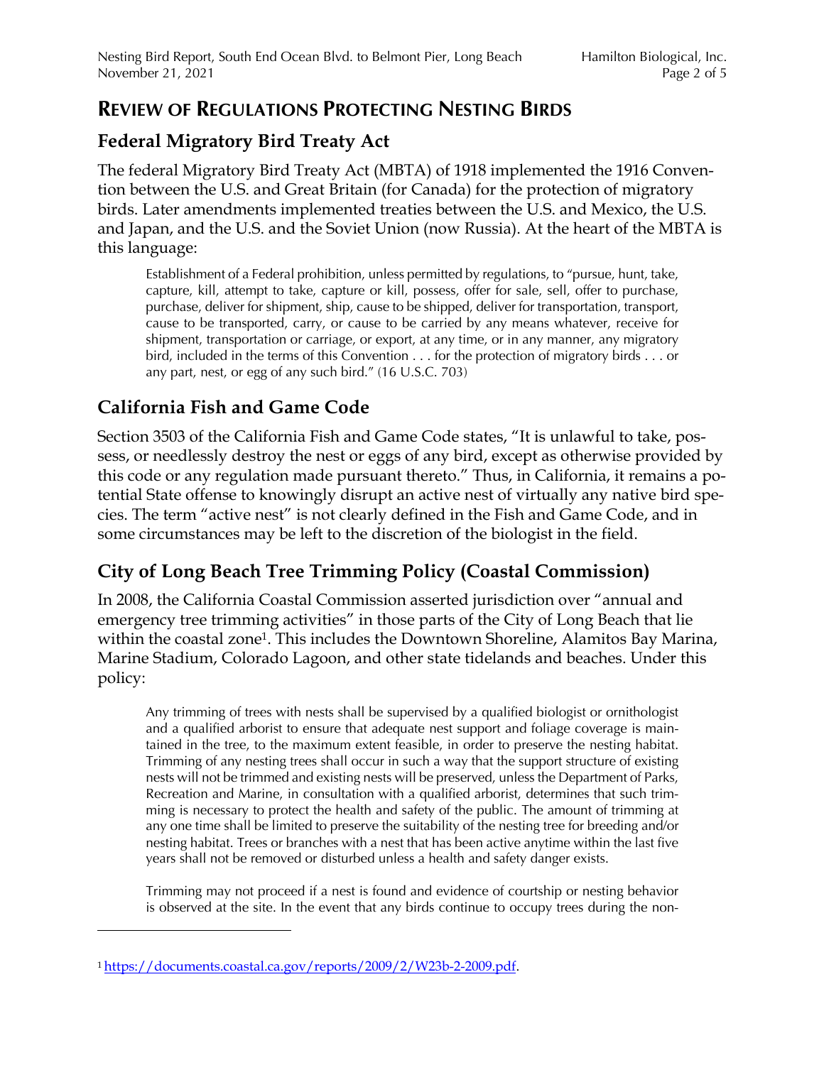# Review of Regulations Protecting Nesting Birds

## Federal Migratory Bird Treaty Act

The federal Migratory Bird Treaty Act (MBTA) of 1918 implemented the 1916 Convention between the U.S. and Great Britain (for Canada) for the protection of migratory birds. Later amendments implemented treaties between the U.S. and Mexico, the U.S. and Japan, and the U.S. and the Soviet Union (now Russia). At the heart of the MBTA is this language:

> Establishment of a Federal prohibition, unless permitted by regulations, to "pursue, hunt, take, capture, kill, attempt to take, capture or kill, possess, offer for sale, sell, offer to purchase, purchase, deliver for shipment, ship, cause to be shipped, deliver for transportation, transport, cause to be transported, carry, or cause to be carried by any means whatever, receive for shipment, transportation or carriage, or export, at any time, or in any manner, any migratory bird, included in the terms of this Convention . . . for the protection of migratory birds . . . or any part, nest, or egg of any such bird." (16 U.S.C. 703)

## California Fish and Game Code

Section 3503 of the California Fish and Game Code states, "It is unlawful to take, possess, or needlessly destroy the nest or eggs of any bird, except as otherwise provided by this code or any regulation made pursuant thereto." Thus, in California, it remains a potential State offense to knowingly disrupt an active nest of virtually any native bird species. The term "active nest" is not clearly defined in the Fish and Game Code, and in some circumstances may be left to the discretion of the biologist in the field.

## City of Long Beach Tree Trimming Policy (Coastal Commission)

In 2008, the California Coastal Commission asserted jurisdiction over "annual and emergency tree trimming activities" in those parts of the City of Long Beach that lie within the coastal zone[1]. This includes the Downtown Shoreline, Alamitos Bay Marina, Marine Stadium, Colorado Lagoon, and other state tidelands and beaches. Under this policy:

> Any trimming of trees with nests shall be supervised by a qualified biologist or ornithologist and a qualified arborist to ensure that adequate nest support and foliage coverage is maintained in the tree, to the maximum extent feasible, in order to preserve the nesting habitat. Trimming of any nesting trees shall occur in such a way that the support structure of existing nests will not be trimmed and existing nests will be preserved, unless the Department of Parks, Recreation and Marine, in consultation with a qualified arborist, determines that such trimming is necessary to protect the health and safety of the public. The amount of trimming at any one time shall be limited to preserve the suitability of the nesting tree for breeding and/or nesting habitat. Trees or branches with a nest that has been active anytime within the last five years shall not be removed or disturbed unless a health and safety danger exists.
>
> Trimming may not proceed if a nest is found and evidence of courtship or nesting behavior is observed at the site. In the event that any birds continue to occupy trees during the non-

---

[1] https://documents.coastal.ca.gov/reports/2009/2/W23b-2-2009.pdf.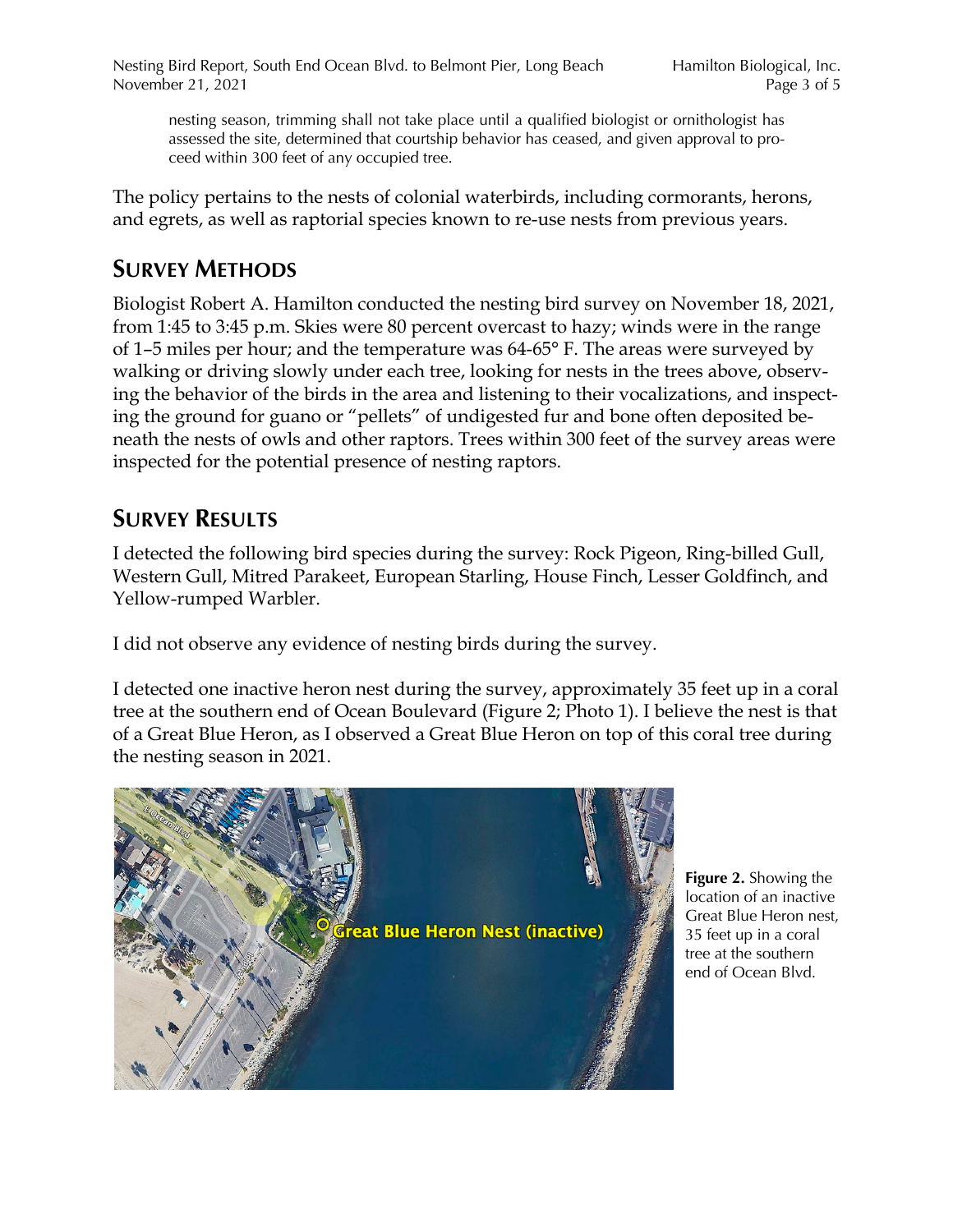nesting season, trimming shall not take place until a qualified biologist or ornithologist has assessed the site, determined that courtship behavior has ceased, and given approval to proceed within 300 feet of any occupied tree.

The policy pertains to the nests of colonial waterbirds, including cormorants, herons, and egrets, as well as raptorial species known to re-use nests from previous years.

## SURVEY METHODS

Biologist Robert A. Hamilton conducted the nesting bird survey on November 18, 2021, from 1:45 to 3:45 p.m. Skies were 80 percent overcast to hazy; winds were in the range of 1–5 miles per hour; and the temperature was 64-65° F. The areas were surveyed by walking or driving slowly under each tree, looking for nests in the trees above, observing the behavior of the birds in the area and listening to their vocalizations, and inspecting the ground for guano or "pellets" of undigested fur and bone often deposited beneath the nests of owls and other raptors. Trees within 300 feet of the survey areas were inspected for the potential presence of nesting raptors.

## SURVEY RESULTS

I detected the following bird species during the survey: Rock Pigeon, Ring-billed Gull, Western Gull, Mitred Parakeet, European Starling, House Finch, Lesser Goldfinch, and Yellow-rumped Warbler.

I did not observe any evidence of nesting birds during the survey.

I detected one inactive heron nest during the survey, approximately 35 feet up in a coral tree at the southern end of Ocean Boulevard (Figure 2; Photo 1). I believe the nest is that of a Great Blue Heron, as I observed a Great Blue Heron on top of this coral tree during the nesting season in 2021.

**Figure 2.** Showing the location of an inactive Great Blue Heron nest, 35 feet up in a coral tree at the southern end of Ocean Blvd.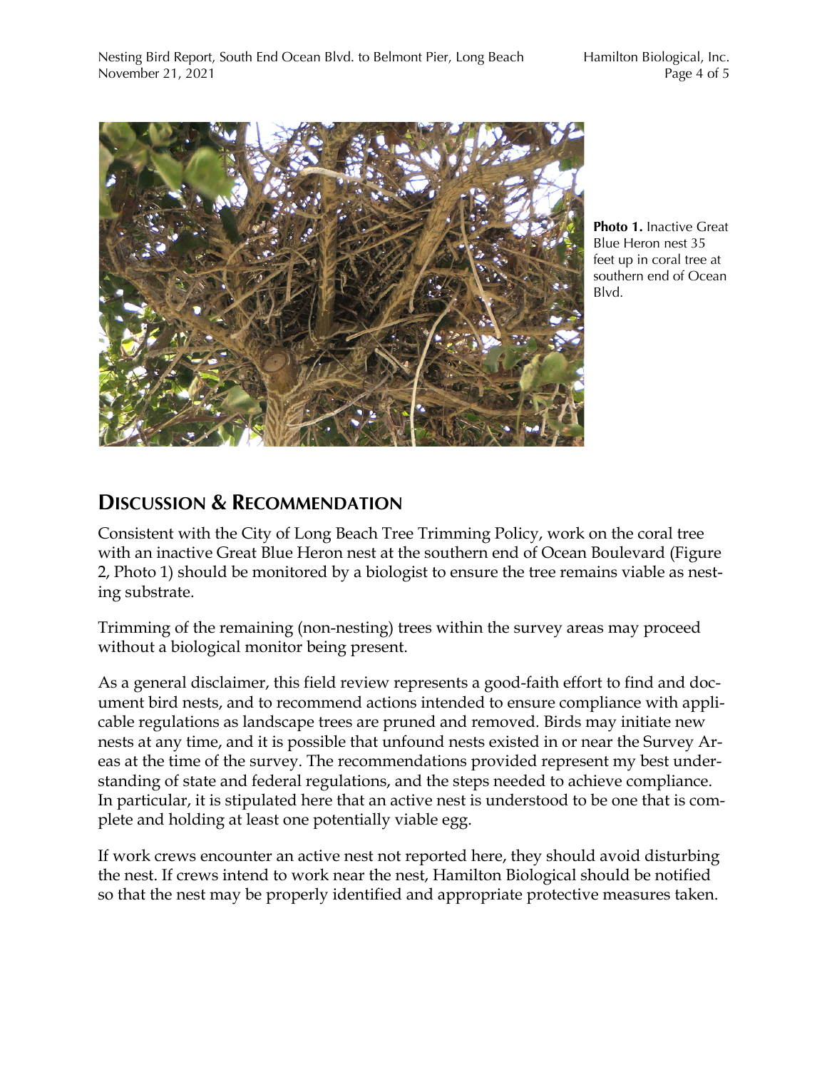**Photo 1.** Inactive Great Blue Heron nest 35 feet up in coral tree at southern end of Ocean Blvd.

## DISCUSSION & RECOMMENDATION

Consistent with the City of Long Beach Tree Trimming Policy, work on the coral tree with an inactive Great Blue Heron nest at the southern end of Ocean Boulevard (Figure 2, Photo 1) should be monitored by a biologist to ensure the tree remains viable as nesting substrate.

Trimming of the remaining (non-nesting) trees within the survey areas may proceed without a biological monitor being present.

As a general disclaimer, this field review represents a good-faith effort to find and document bird nests, and to recommend actions intended to ensure compliance with applicable regulations as landscape trees are pruned and removed. Birds may initiate new nests at any time, and it is possible that unfound nests existed in or near the Survey Areas at the time of the survey. The recommendations provided represent my best understanding of state and federal regulations, and the steps needed to achieve compliance. In particular, it is stipulated here that an active nest is understood to be one that is complete and holding at least one potentially viable egg.

If work crews encounter an active nest not reported here, they should avoid disturbing the nest. If crews intend to work near the nest, Hamilton Biological should be notified so that the nest may be properly identified and appropriate protective measures taken.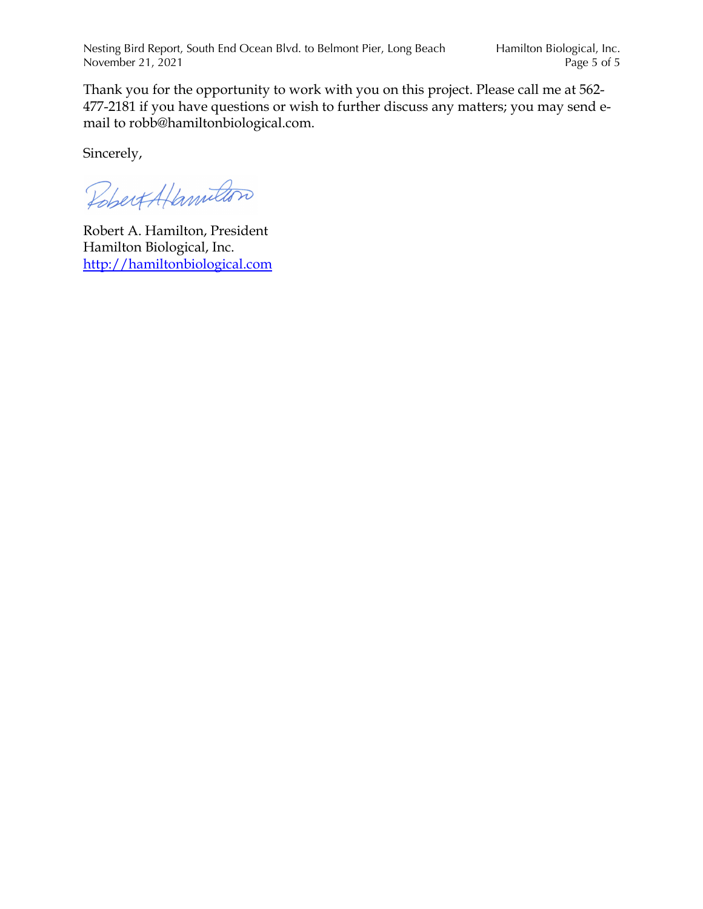Thank you for the opportunity to work with you on this project. Please call me at 562-477-2181 if you have questions or wish to further discuss any matters; you may send e-mail to robb@hamiltonbiological.com.

Sincerely,

Robert A. Hamilton, President
Hamilton Biological, Inc.
http://hamiltonbiological.com